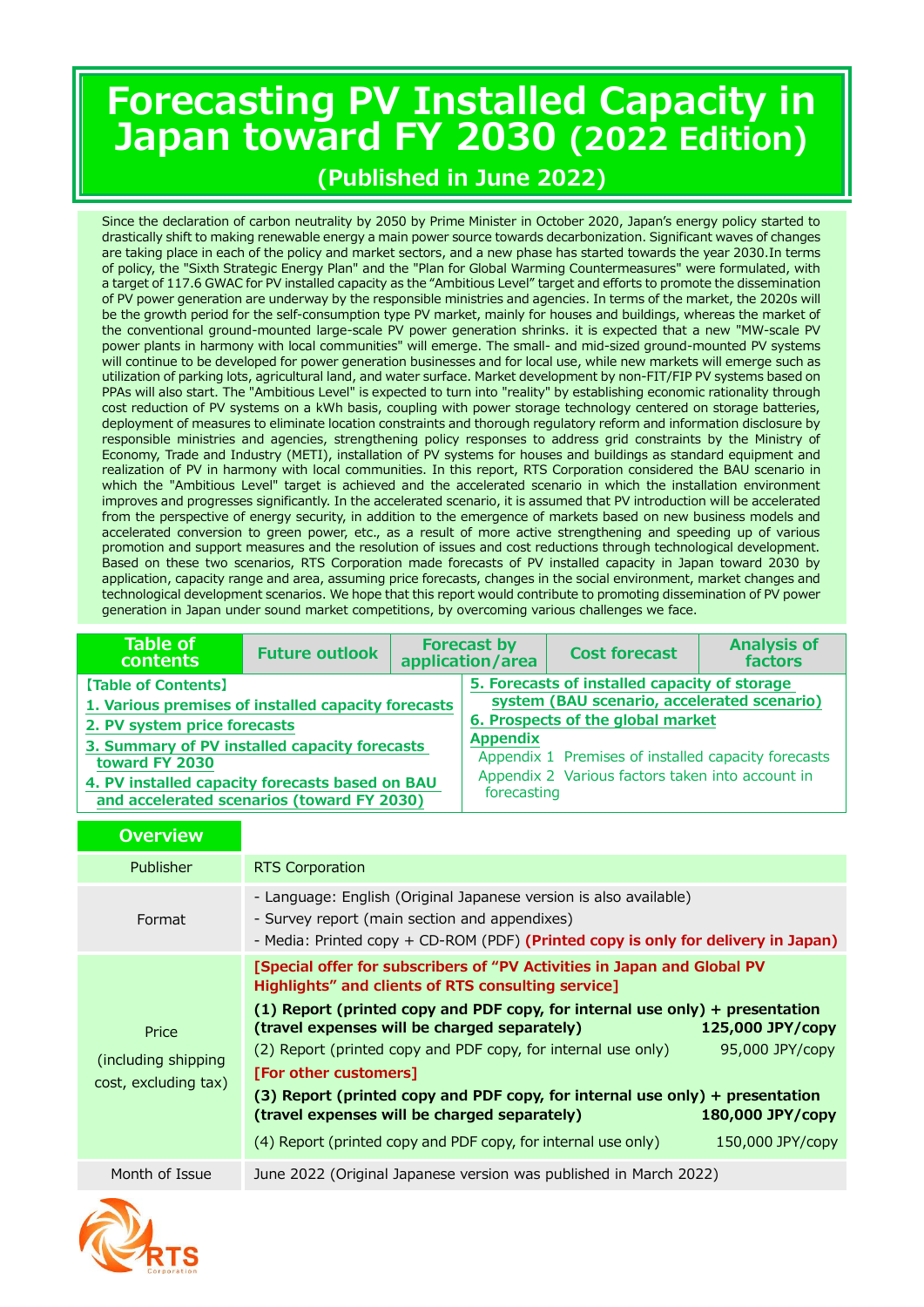# Forecasting PV Installed Capacity in Japan toward FY 2030 (2022 Edition)

## (Published in June 2022)

Since the declaration of carbon neutrality by 2050 by Prime Minister in October 2020, Japan's energy policy started to drastically shift to making renewable energy a main power source towards decarbonization. Significant waves of changes are taking place in each of the policy and market sectors, and a new phase has started towards the year 2030.In terms of policy, the "Sixth Strategic Energy Plan" and the "Plan for Global Warming Countermeasures" were formulated, with a target of 117.6 GWAC for PV installed capacity as the "Ambitious Level" target and efforts to promote the dissemination of PV power generation are underway by the responsible ministries and agencies. In terms of the market, the 2020s will be the growth period for the self-consumption type PV market, mainly for houses and buildings, whereas the market of the conventional ground-mounted large-scale PV power generation shrinks. it is expected that a new "MW-scale PV power plants in harmony with local communities" will emerge. The small- and mid-sized ground-mounted PV systems will continue to be developed for power generation businesses and for local use, while new markets will emerge such as utilization of parking lots, agricultural land, and water surface. Market development by non-FIT/FIP PV systems based on PPAs will also start. The "Ambitious Level" is expected to turn into "reality" by establishing economic rationality through cost reduction of PV systems on a kWh basis, coupling with power storage technology centered on storage batteries, deployment of measures to eliminate location constraints and thorough regulatory reform and information disclosure by responsible ministries and agencies, strengthening policy responses to address grid constraints by the Ministry of Economy, Trade and Industry (METI), installation of PV systems for houses and buildings as standard equipment and realization of PV in harmony with local communities. In this report, RTS Corporation considered the BAU scenario in which the "Ambitious Level" target is achieved and the accelerated scenario in which the installation environment improves and progresses significantly. In the accelerated scenario, it is assumed that PV introduction will be accelerated from the perspective of energy security, in addition to the emergence of markets based on new business models and accelerated conversion to green power, etc., as a result of more active strengthening and speeding up of various promotion and support measures and the resolution of issues and cost reductions through technological development. Based on these two scenarios, RTS Corporation made forecasts of PV installed capacity in Japan toward 2030 by application, capacity range and area, assuming price forecasts, changes in the social environment, market changes and technological development scenarios. We hope that this report would contribute to promoting dissemination of PV power generation in Japan under sound market competitions, by overcoming various challenges we face.

| Table of contents | Future outlook | Forecast by application/area | Cost forecast | Analysis of factors |
|---|---|---|---|---|

【Table of Contents】

1. Various premises of installed capacity forecasts
2. PV system price forecasts
3. Summary of PV installed capacity forecasts toward FY 2030
4. PV installed capacity forecasts based on BAU and accelerated scenarios (toward FY 2030)
5. Forecasts of installed capacity of storage system (BAU scenario, accelerated scenario)
6. Prospects of the global market

Appendix
- Appendix 1 Premises of installed capacity forecasts
- Appendix 2 Various factors taken into account in forecasting

## Overview

| | |
|---|---|
| Publisher | RTS Corporation |
| Format | - Language: English (Original Japanese version is also available)<br>- Survey report (main section and appendixes)<br>- Media: Printed copy + CD-ROM (PDF) **(Printed copy is only for delivery in Japan)** |
| Price (including shipping cost, excluding tax) | **[Special offer for subscribers of "PV Activities in Japan and Global PV Highlights" and clients of RTS consulting service]**<br>**(1) Report (printed copy and PDF copy, for internal use only) + presentation (travel expenses will be charged separately) 125,000 JPY/copy**<br>(2) Report (printed copy and PDF copy, for internal use only) 95,000 JPY/copy<br>**[For other customers]**<br>**(3) Report (printed copy and PDF copy, for internal use only) + presentation (travel expenses will be charged separately) 180,000 JPY/copy**<br>(4) Report (printed copy and PDF copy, for internal use only) 150,000 JPY/copy |
| Month of Issue | June 2022 (Original Japanese version was published in March 2022) |

RTS Corporation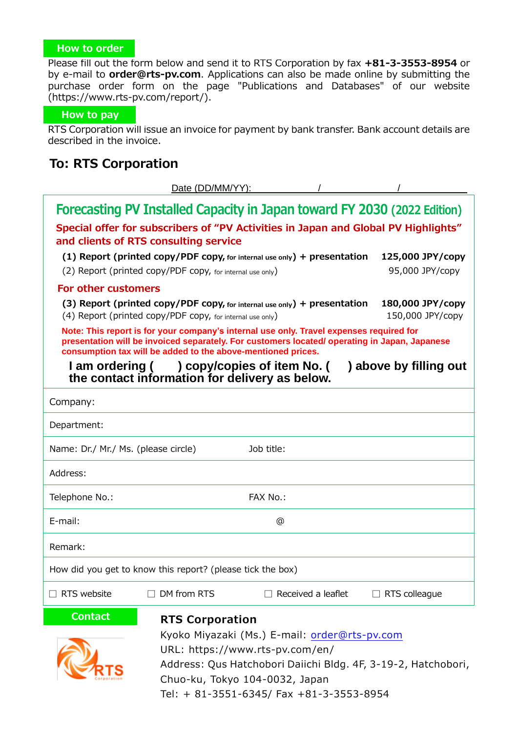## How to order

Please fill out the form below and send it to RTS Corporation by fax **+81-3-3553-8954** or by e-mail to **order@rts-pv.com**. Applications can also be made online by submitting the purchase order form on the page "Publications and Databases" of our website (https://www.rts-pv.com/report/).

## How to pay

RTS Corporation will issue an invoice for payment by bank transfer. Bank account details are described in the invoice.

## To: RTS Corporation

Date (DD/MM/YY): \_\_\_\_\_\_ / \_\_\_\_\_\_ / \_\_\_\_\_\_

### Forecasting PV Installed Capacity in Japan toward FY 2030 (2022 Edition)

**Special offer for subscribers of "PV Activities in Japan and Global PV Highlights" and clients of RTS consulting service**

| | |
|---|---|
| **(1) Report (printed copy/PDF copy, for internal use only) + presentation** | **125,000 JPY/copy** |
| (2) Report (printed copy/PDF copy, for internal use only) | 95,000 JPY/copy |

**For other customers**

| | |
|---|---|
| **(3) Report (printed copy/PDF copy, for internal use only) + presentation** | **180,000 JPY/copy** |
| (4) Report (printed copy/PDF copy, for internal use only) | 150,000 JPY/copy |

**Note: This report is for your company's internal use only. Travel expenses required for presentation will be invoiced separately. For customers located/ operating in Japan, Japanese consumption tax will be added to the above-mentioned prices.**

**I am ordering (      ) copy/copies of item No. (      ) above by filling out the contact information for delivery as below.**

| | |
|---|---|
| Company: | |
| Department: | |
| Name: Dr./ Mr./ Ms. (please circle) | Job title: |
| Address: | |
| Telephone No.: | FAX No.: |
| E-mail: | @ |
| Remark: | |

How did you get to know this report? (please tick the box)

☐ RTS website ☐ DM from RTS ☐ Received a leaflet ☐ RTS colleague

## Contact

**RTS Corporation**

Kyoko Miyazaki (Ms.) E-mail: order@rts-pv.com

URL: https://www.rts-pv.com/en/

Address: Qus Hatchobori Daiichi Bldg. 4F, 3-19-2, Hatchobori, Chuo-ku, Tokyo 104-0032, Japan

Tel: + 81-3551-6345/ Fax +81-3-3553-8954